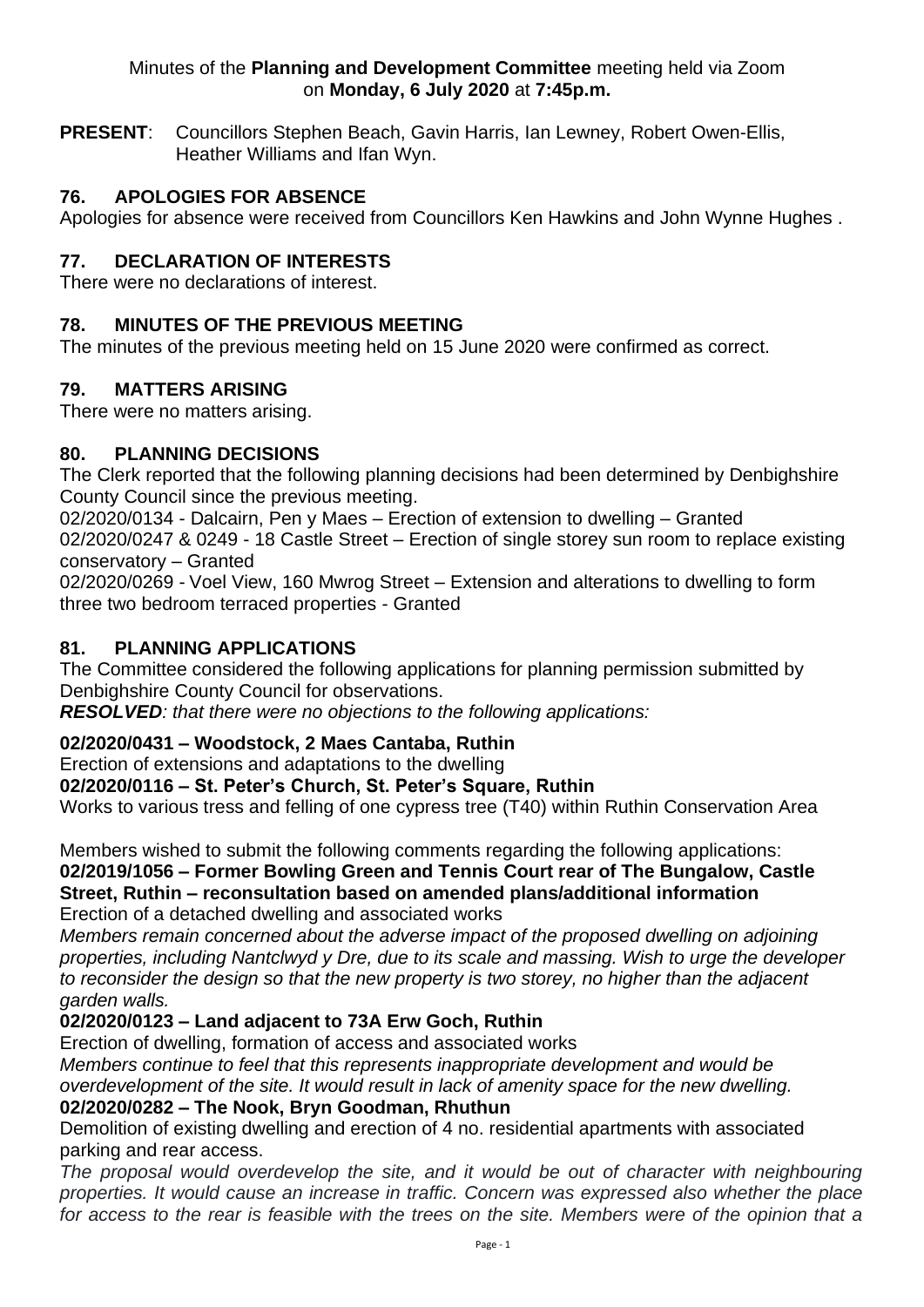Minutes of the **Planning and Development Committee** meeting held via Zoom on **Monday, 6 July 2020** at **7:45p.m.**

**PRESENT**: Councillors Stephen Beach, Gavin Harris, Ian Lewney, Robert Owen-Ellis, Heather Williams and Ifan Wyn.

## 76. APOLOGIES FOR ABSENCE

Apologies for absence were received from Councillors Ken Hawkins and John Wynne Hughes .

## 77. DECLARATION OF INTERESTS

There were no declarations of interest.

## 78. MINUTES OF THE PREVIOUS MEETING

The minutes of the previous meeting held on 15 June 2020 were confirmed as correct.

## 79. MATTERS ARISING

There were no matters arising.

## 80. PLANNING DECISIONS

The Clerk reported that the following planning decisions had been determined by Denbighshire County Council since the previous meeting.

02/2020/0134 - Dalcairn, Pen y Maes – Erection of extension to dwelling – Granted

02/2020/0247 & 0249 - 18 Castle Street – Erection of single storey sun room to replace existing conservatory – Granted

02/2020/0269 - Voel View, 160 Mwrog Street – Extension and alterations to dwelling to form three two bedroom terraced properties - Granted

## 81. PLANNING APPLICATIONS

The Committee considered the following applications for planning permission submitted by Denbighshire County Council for observations.

***RESOLVED**: that there were no objections to the following applications:*

**02/2020/0431 – Woodstock, 2 Maes Cantaba, Ruthin**

Erection of extensions and adaptations to the dwelling

**02/2020/0116 – St. Peter's Church, St. Peter's Square, Ruthin**

Works to various tress and felling of one cypress tree (T40) within Ruthin Conservation Area

Members wished to submit the following comments regarding the following applications:

**02/2019/1056 – Former Bowling Green and Tennis Court rear of The Bungalow, Castle Street, Ruthin – reconsultation based on amended plans/additional information**

Erection of a detached dwelling and associated works

*Members remain concerned about the adverse impact of the proposed dwelling on adjoining properties, including Nantclwyd y Dre, due to its scale and massing. Wish to urge the developer to reconsider the design so that the new property is two storey, no higher than the adjacent garden walls.*

**02/2020/0123 – Land adjacent to 73A Erw Goch, Ruthin**

Erection of dwelling, formation of access and associated works

*Members continue to feel that this represents inappropriate development and would be overdevelopment of the site. It would result in lack of amenity space for the new dwelling.*

**02/2020/0282 – The Nook, Bryn Goodman, Rhuthun**

Demolition of existing dwelling and erection of 4 no. residential apartments with associated parking and rear access.

*The proposal would overdevelop the site, and it would be out of character with neighbouring properties. It would cause an increase in traffic. Concern was expressed also whether the place for access to the rear is feasible with the trees on the site. Members were of the opinion that a*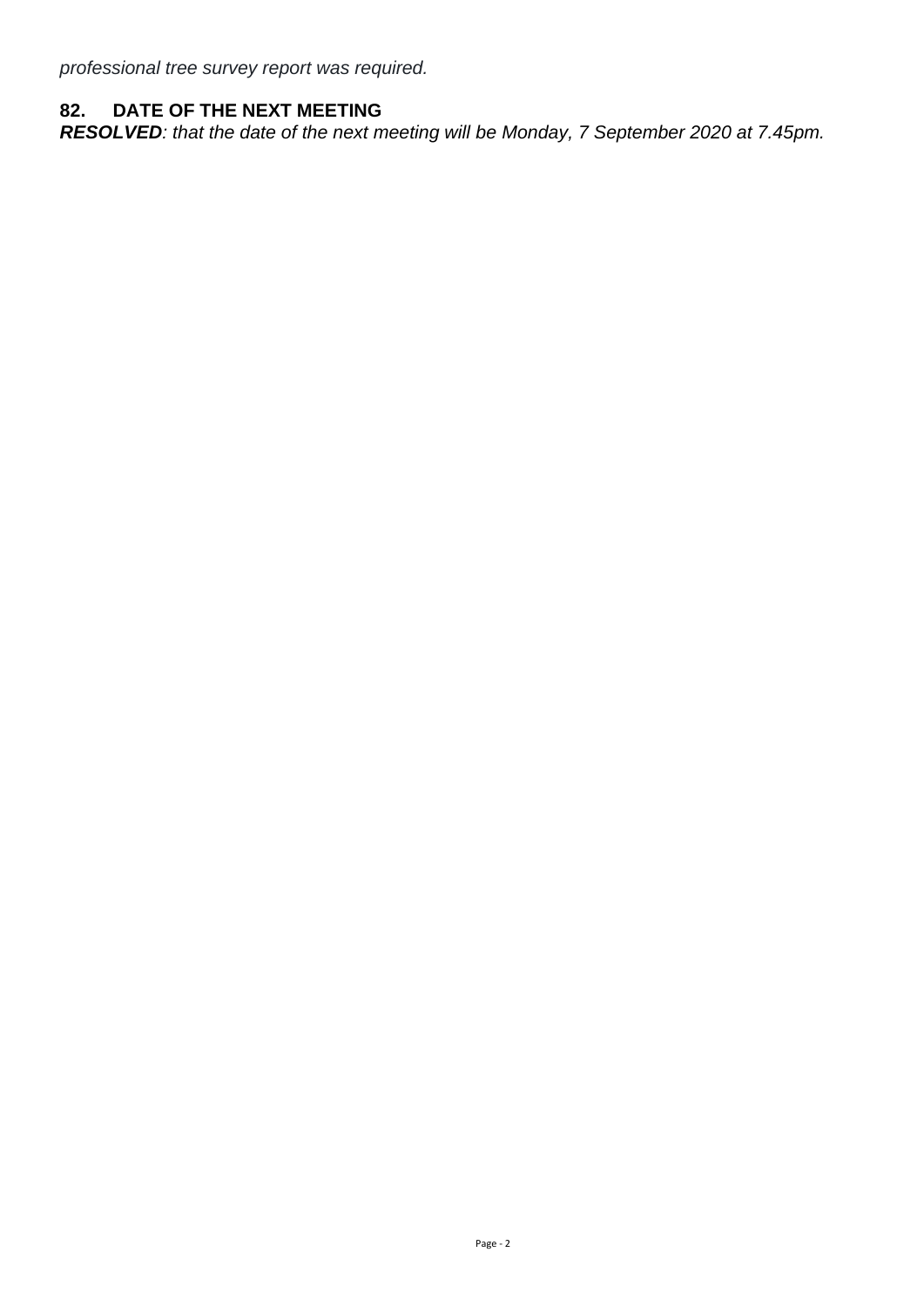*professional tree survey report was required.*

**82. DATE OF THE NEXT MEETING**

***RESOLVED**: that the date of the next meeting will be Monday, 7 September 2020 at 7.45pm.*